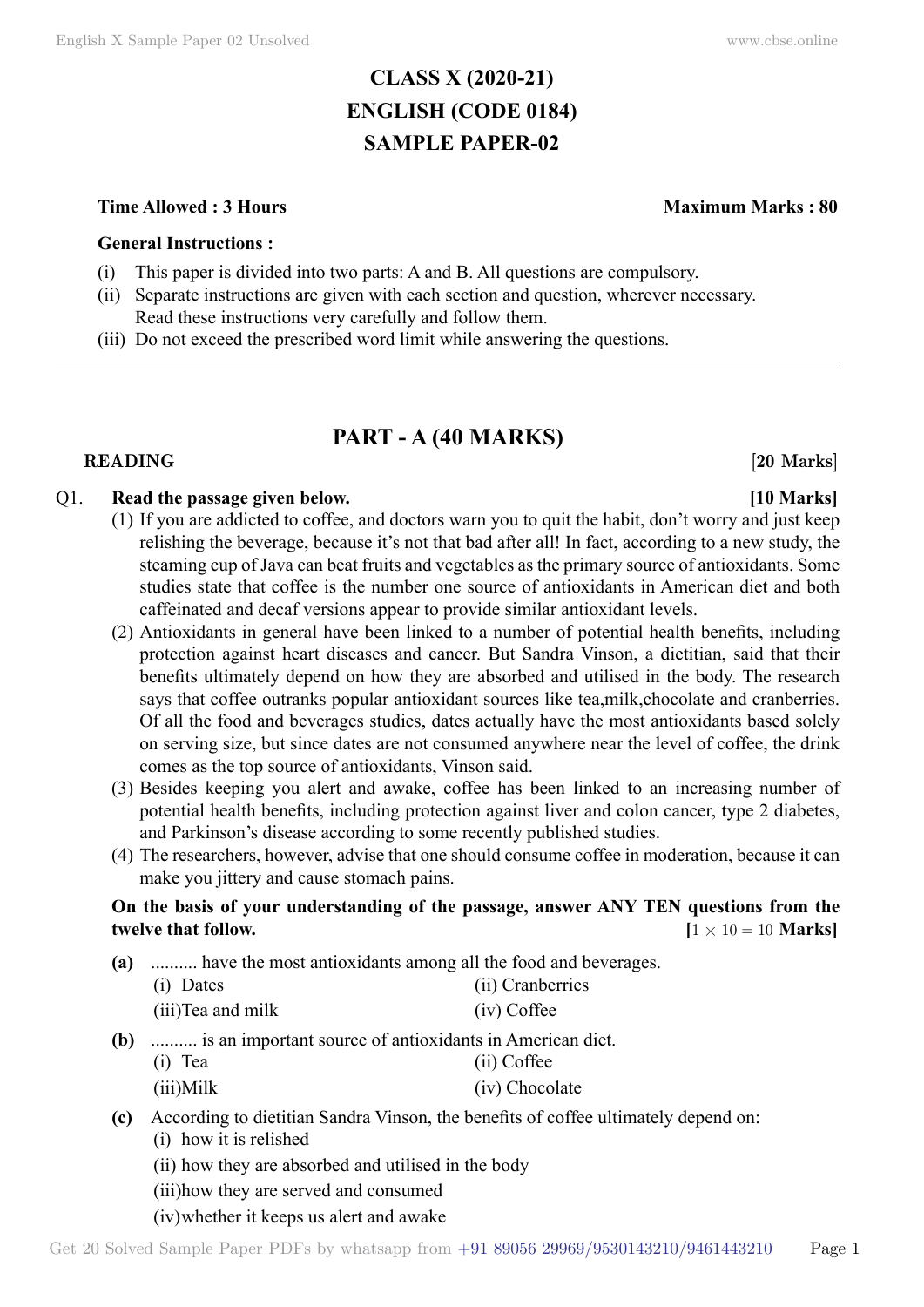# CLASS X (2020-21)
# ENGLISH (CODE 0184)
# SAMPLE PAPER-02

**Time Allowed : 3 Hours** **Maximum Marks : 80**

**General Instructions :**

(i) This paper is divided into two parts: A and B. All questions are compulsory.
(ii) Separate instructions are given with each section and question, wherever necessary. Read these instructions very carefully and follow them.
(iii) Do not exceed the prescribed word limit while answering the questions.

---

## PART - A (40 MARKS)

### READING [20 Marks]

Q1. **Read the passage given below.** **[10 Marks]**

(1) If you are addicted to coffee, and doctors warn you to quit the habit, don't worry and just keep relishing the beverage, because it's not that bad after all! In fact, according to a new study, the steaming cup of Java can beat fruits and vegetables as the primary source of antioxidants. Some studies state that coffee is the number one source of antioxidants in American diet and both caffeinated and decaf versions appear to provide similar antioxidant levels.

(2) Antioxidants in general have been linked to a number of potential health benefits, including protection against heart diseases and cancer. But Sandra Vinson, a dietitian, said that their benefits ultimately depend on how they are absorbed and utilised in the body. The research says that coffee outranks popular antioxidant sources like tea,milk,chocolate and cranberries. Of all the food and beverages studies, dates actually have the most antioxidants based solely on serving size, but since dates are not consumed anywhere near the level of coffee, the drink comes as the top source of antioxidants, Vinson said.

(3) Besides keeping you alert and awake, coffee has been linked to an increasing number of potential health benefits, including protection against liver and colon cancer, type 2 diabetes, and Parkinson's disease according to some recently published studies.

(4) The researchers, however, advise that one should consume coffee in moderation, because it can make you jittery and cause stomach pains.

**On the basis of your understanding of the passage, answer ANY TEN questions from the twelve that follow.** **[$1 \times 10 = 10$ Marks]**

**(a)** .......... have the most antioxidants among all the food and beverages.

(i) Dates (ii) Cranberries
(iii) Tea and milk (iv) Coffee

**(b)** .......... is an important source of antioxidants in American diet.

(i) Tea (ii) Coffee
(iii) Milk (iv) Chocolate

**(c)** According to dietitian Sandra Vinson, the benefits of coffee ultimately depend on:

(i) how it is relished
(ii) how they are absorbed and utilised in the body
(iii) how they are served and consumed
(iv) whether it keeps us alert and awake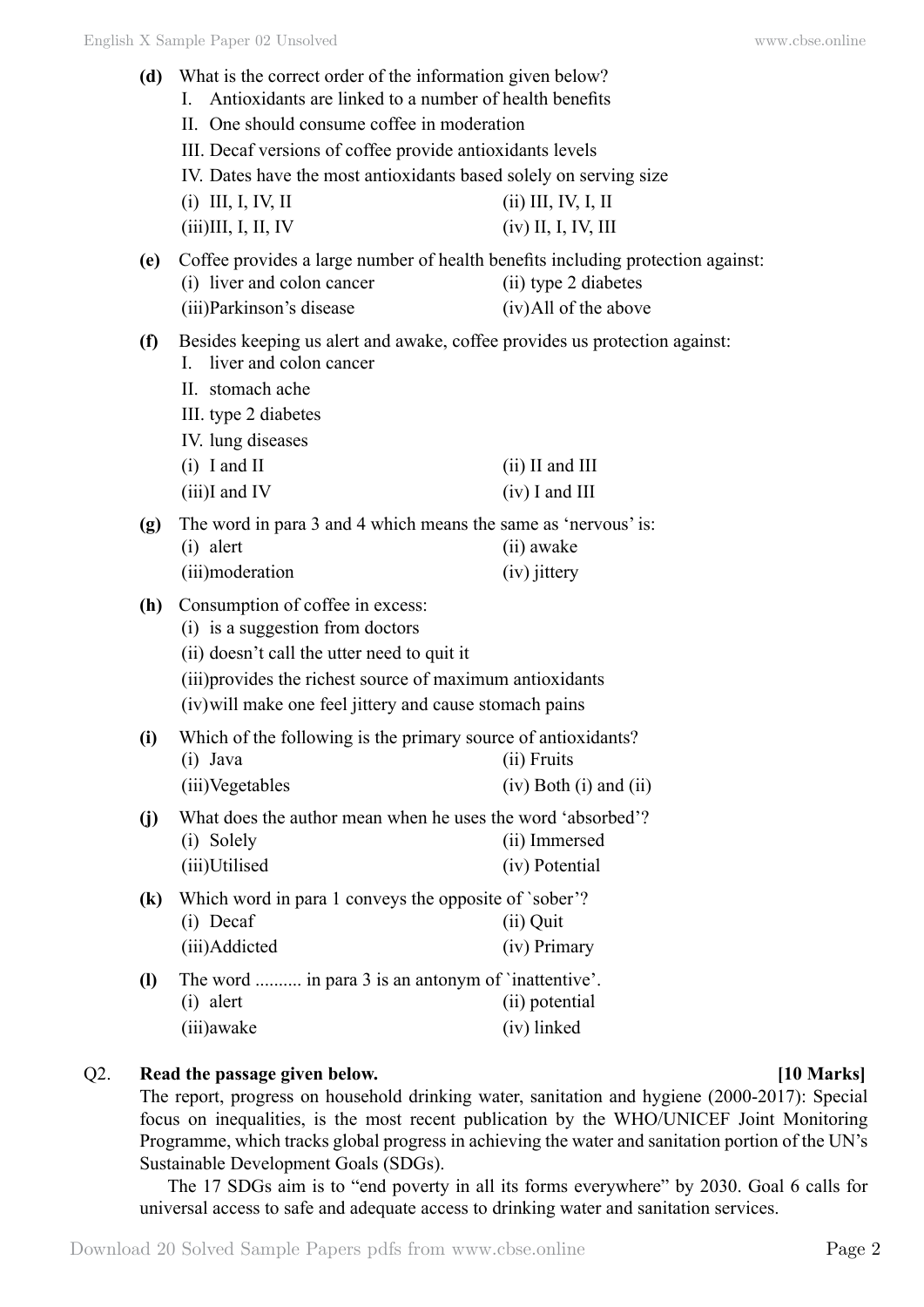**(d)** What is the correct order of the information given below?

I. Antioxidants are linked to a number of health benefits

II. One should consume coffee in moderation

III. Decaf versions of coffee provide antioxidants levels

IV. Dates have the most antioxidants based solely on serving size

(i) III, I, IV, II (ii) III, IV, I, II

(iii) III, I, II, IV (iv) II, I, IV, III

**(e)** Coffee provides a large number of health benefits including protection against:

(i) liver and colon cancer (ii) type 2 diabetes

(iii) Parkinson's disease (iv) All of the above

**(f)** Besides keeping us alert and awake, coffee provides us protection against:

I. liver and colon cancer

II. stomach ache

III. type 2 diabetes

IV. lung diseases

(i) I and II (ii) II and III

(iii) I and IV (iv) I and III

**(g)** The word in para 3 and 4 which means the same as 'nervous' is:

(i) alert (ii) awake

(iii) moderation (iv) jittery

**(h)** Consumption of coffee in excess:

(i) is a suggestion from doctors

(ii) doesn't call the utter need to quit it

(iii) provides the richest source of maximum antioxidants

(iv) will make one feel jittery and cause stomach pains

**(i)** Which of the following is the primary source of antioxidants?

(i) Java (ii) Fruits

(iii) Vegetables (iv) Both (i) and (ii)

**(j)** What does the author mean when he uses the word 'absorbed'?

(i) Solely (ii) Immersed

(iii) Utilised (iv) Potential

**(k)** Which word in para 1 conveys the opposite of `sober'?

(i) Decaf (ii) Quit

(iii) Addicted (iv) Primary

**(l)** The word .......... in para 3 is an antonym of `inattentive'.

(i) alert (ii) potential

(iii) awake (iv) linked

**Q2. Read the passage given below. [10 Marks]**

The report, progress on household drinking water, sanitation and hygiene (2000-2017): Special focus on inequalities, is the most recent publication by the WHO/UNICEF Joint Monitoring Programme, which tracks global progress in achieving the water and sanitation portion of the UN's Sustainable Development Goals (SDGs).

The 17 SDGs aim is to "end poverty in all its forms everywhere" by 2030. Goal 6 calls for universal access to safe and adequate access to drinking water and sanitation services.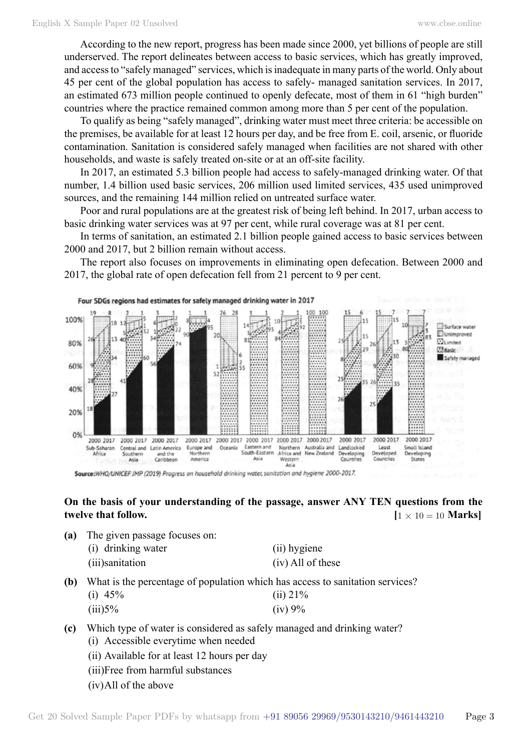According to the new report, progress has been made since 2000, yet billions of people are still underserved. The report delineates between access to basic services, which has greatly improved, and access to "safely managed" services, which is inadequate in many parts of the world. Only about 45 per cent of the global population has access to safely- managed sanitation services. In 2017, an estimated 673 million people continued to openly defecate, most of them in 61 "high burden" countries where the practice remained common among more than 5 per cent of the population.

To qualify as being "safely managed", drinking water must meet three criteria: be accessible on the premises, be available for at least 12 hours per day, and be free from E. coil, arsenic, or fluoride contamination. Sanitation is considered safely managed when facilities are not shared with other households, and waste is safely treated on-site or at an off-site facility.

In 2017, an estimated 5.3 billion people had access to safely-managed drinking water. Of that number, 1.4 billion used basic services, 206 million used limited services, 435 used unimproved sources, and the remaining 144 million relied on untreated surface water.

Poor and rural populations are at the greatest risk of being left behind. In 2017, urban access to basic drinking water services was at 97 per cent, while rural coverage was at 81 per cent.

In terms of sanitation, an estimated 2.1 billion people gained access to basic services between 2000 and 2017, but 2 billion remain without access.

The report also focuses on improvements in eliminating open defecation. Between 2000 and 2017, the global rate of open defecation fell from 21 percent to 9 per cent.

**Four SDGs regions had estimates for safely managed drinking water in 2017**

**Source:** WHO/UNICEF JMP (2019) Progress on household drinking water, sanitation and hygiene 2000-2017.

**On the basis of your understanding of the passage, answer ANY TEN questions from the twelve that follow.** **[$1 \times 10 = 10$ Marks]**

**(a)** The given passage focuses on:
(i) drinking water
(ii) hygiene
(iii) sanitation
(iv) All of these

**(b)** What is the percentage of population which has access to sanitation services?
(i) 45%
(ii) 21%
(iii) 5%
(iv) 9%

**(c)** Which type of water is considered as safely managed and drinking water?
(i) Accessible everytime when needed
(ii) Available for at least 12 hours per day
(iii) Free from harmful substances
(iv) All of the above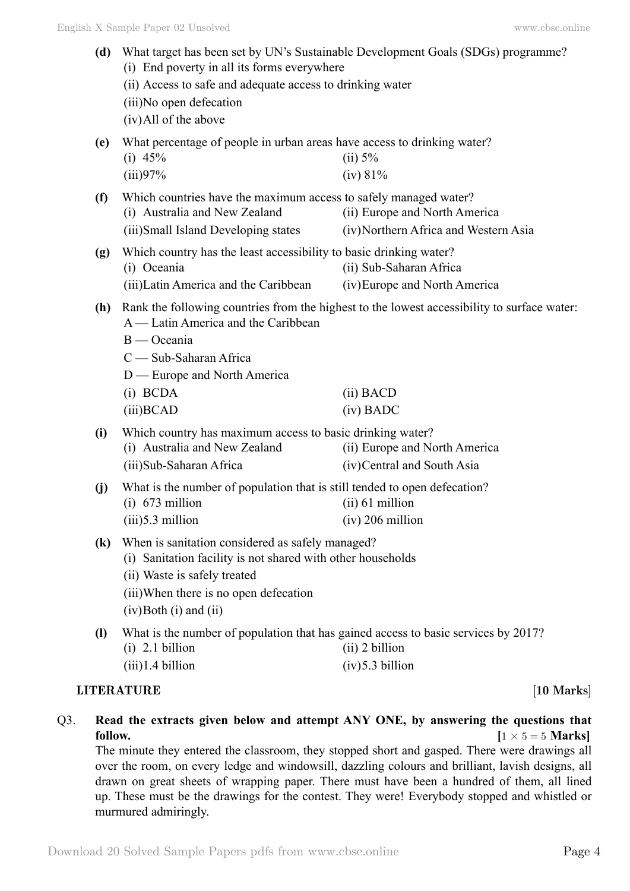**(d)** What target has been set by UN's Sustainable Development Goals (SDGs) programme?

(i) End poverty in all its forms everywhere

(ii) Access to safe and adequate access to drinking water

(iii) No open defecation

(iv) All of the above

**(e)** What percentage of people in urban areas have access to drinking water?

(i) 45% (ii) 5%

(iii) 97% (iv) 81%

**(f)** Which countries have the maximum access to safely managed water?

(i) Australia and New Zealand (ii) Europe and North America

(iii) Small Island Developing states (iv) Northern Africa and Western Asia

**(g)** Which country has the least accessibility to basic drinking water?

(i) Oceania (ii) Sub-Saharan Africa

(iii) Latin America and the Caribbean (iv) Europe and North America

**(h)** Rank the following countries from the highest to the lowest accessibility to surface water:

A — Latin America and the Caribbean

B — Oceania

C — Sub-Saharan Africa

D — Europe and North America

(i) BCDA (ii) BACD

(iii) BCAD (iv) BADC

**(i)** Which country has maximum access to basic drinking water?

(i) Australia and New Zealand (ii) Europe and North America

(iii) Sub-Saharan Africa (iv) Central and South Asia

**(j)** What is the number of population that is still tended to open defecation?

(i) 673 million (ii) 61 million

(iii) 5.3 million (iv) 206 million

**(k)** When is sanitation considered as safely managed?

(i) Sanitation facility is not shared with other households

(ii) Waste is safely treated

(iii) When there is no open defecation

(iv) Both (i) and (ii)

**(l)** What is the number of population that has gained access to basic services by 2017?

(i) 2.1 billion (ii) 2 billion

(iii) 1.4 billion (iv) 5.3 billion

## LITERATURE [10 Marks]

Q3. **Read the extracts given below and attempt ANY ONE, by answering the questions that follow.** **[$1 \times 5 = 5$ Marks]**

The minute they entered the classroom, they stopped short and gasped. There were drawings all over the room, on every ledge and windowsill, dazzling colours and brilliant, lavish designs, all drawn on great sheets of wrapping paper. There must have been a hundred of them, all lined up. These must be the drawings for the contest. They were! Everybody stopped and whistled or murmured admiringly.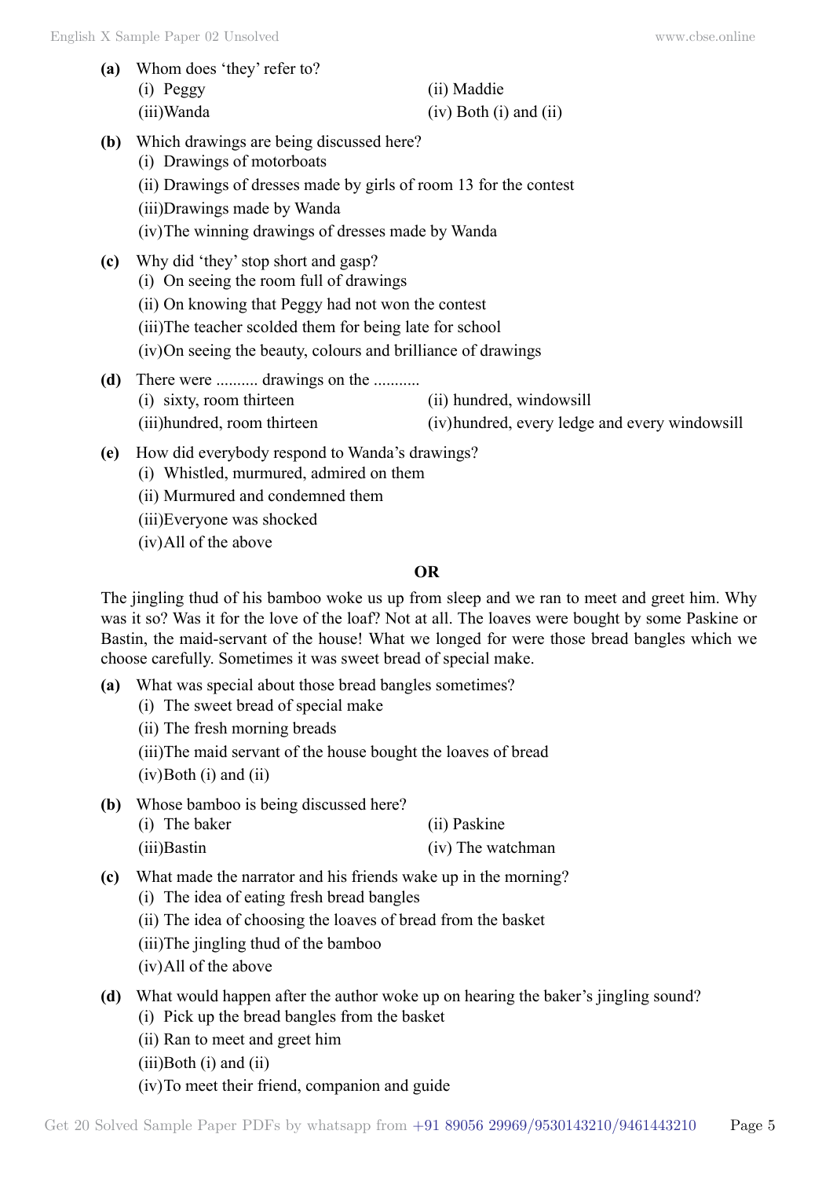**(a)** Whom does 'they' refer to?

(i) Peggy
(ii) Maddie
(iii) Wanda
(iv) Both (i) and (ii)

**(b)** Which drawings are being discussed here?

(i) Drawings of motorboats
(ii) Drawings of dresses made by girls of room 13 for the contest
(iii) Drawings made by Wanda
(iv) The winning drawings of dresses made by Wanda

**(c)** Why did 'they' stop short and gasp?

(i) On seeing the room full of drawings
(ii) On knowing that Peggy had not won the contest
(iii) The teacher scolded them for being late for school
(iv) On seeing the beauty, colours and brilliance of drawings

**(d)** There were .......... drawings on the ...........

(i) sixty, room thirteen
(ii) hundred, windowsill
(iii) hundred, room thirteen
(iv) hundred, every ledge and every windowsill

**(e)** How did everybody respond to Wanda's drawings?

(i) Whistled, murmured, admired on them
(ii) Murmured and condemned them
(iii) Everyone was shocked
(iv) All of the above

**OR**

The jingling thud of his bamboo woke us up from sleep and we ran to meet and greet him. Why was it so? Was it for the love of the loaf? Not at all. The loaves were bought by some Paskine or Bastin, the maid-servant of the house! What we longed for were those bread bangles which we choose carefully. Sometimes it was sweet bread of special make.

**(a)** What was special about those bread bangles sometimes?

(i) The sweet bread of special make
(ii) The fresh morning breads
(iii) The maid servant of the house bought the loaves of bread
(iv) Both (i) and (ii)

**(b)** Whose bamboo is being discussed here?

(i) The baker
(ii) Paskine
(iii) Bastin
(iv) The watchman

**(c)** What made the narrator and his friends wake up in the morning?

(i) The idea of eating fresh bread bangles
(ii) The idea of choosing the loaves of bread from the basket
(iii) The jingling thud of the bamboo
(iv) All of the above

**(d)** What would happen after the author woke up on hearing the baker's jingling sound?

(i) Pick up the bread bangles from the basket
(ii) Ran to meet and greet him
(iii) Both (i) and (ii)
(iv) To meet their friend, companion and guide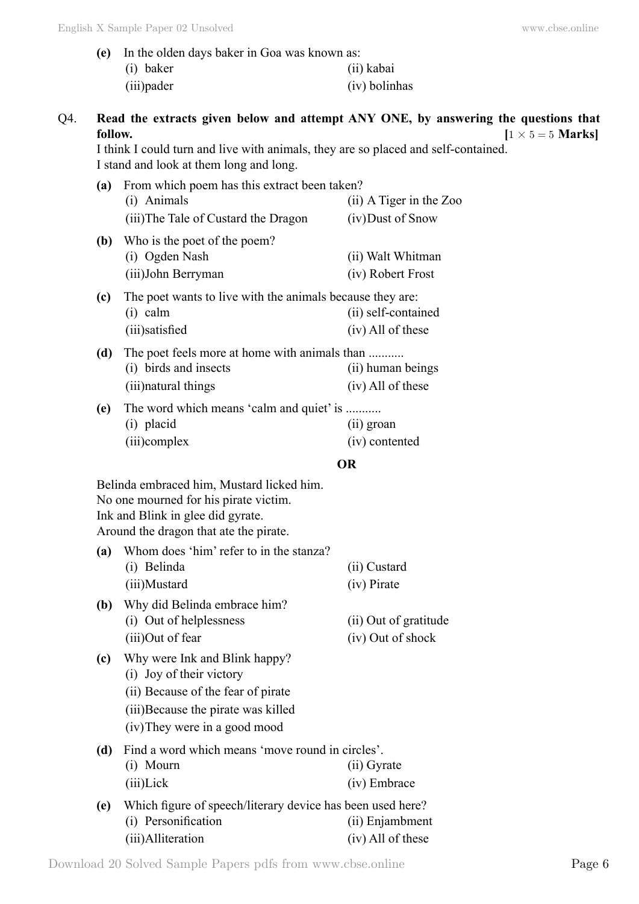**(e)** In the olden days baker in Goa was known as:

(i) baker  
(ii) kabai  
(iii) pader  
(iv) bolinhas

**Q4. Read the extracts given below and attempt ANY ONE, by answering the questions that follow.** **[$1 \times 5 = 5$ Marks]**

I think I could turn and live with animals, they are so placed and self-contained.  
I stand and look at them long and long.

**(a)** From which poem has this extract been taken?

(i) Animals  
(ii) A Tiger in the Zoo  
(iii) The Tale of Custard the Dragon  
(iv) Dust of Snow

**(b)** Who is the poet of the poem?

(i) Ogden Nash  
(ii) Walt Whitman  
(iii) John Berryman  
(iv) Robert Frost

**(c)** The poet wants to live with the animals because they are:

(i) calm  
(ii) self-contained  
(iii) satisfied  
(iv) All of these

**(d)** The poet feels more at home with animals than ...........

(i) birds and insects  
(ii) human beings  
(iii) natural things  
(iv) All of these

**(e)** The word which means 'calm and quiet' is ...........

(i) placid  
(ii) groan  
(iii) complex  
(iv) contented

**OR**

Belinda embraced him, Mustard licked him.  
No one mourned for his pirate victim.  
Ink and Blink in glee did gyrate.  
Around the dragon that ate the pirate.

**(a)** Whom does 'him' refer to in the stanza?

(i) Belinda  
(ii) Custard  
(iii) Mustard  
(iv) Pirate

**(b)** Why did Belinda embrace him?

(i) Out of helplessness  
(ii) Out of gratitude  
(iii) Out of fear  
(iv) Out of shock

**(c)** Why were Ink and Blink happy?

(i) Joy of their victory  
(ii) Because of the fear of pirate  
(iii) Because the pirate was killed  
(iv) They were in a good mood

**(d)** Find a word which means 'move round in circles'.

(i) Mourn  
(ii) Gyrate  
(iii) Lick  
(iv) Embrace

**(e)** Which figure of speech/literary device has been used here?

(i) Personification  
(ii) Enjambment  
(iii) Alliteration  
(iv) All of these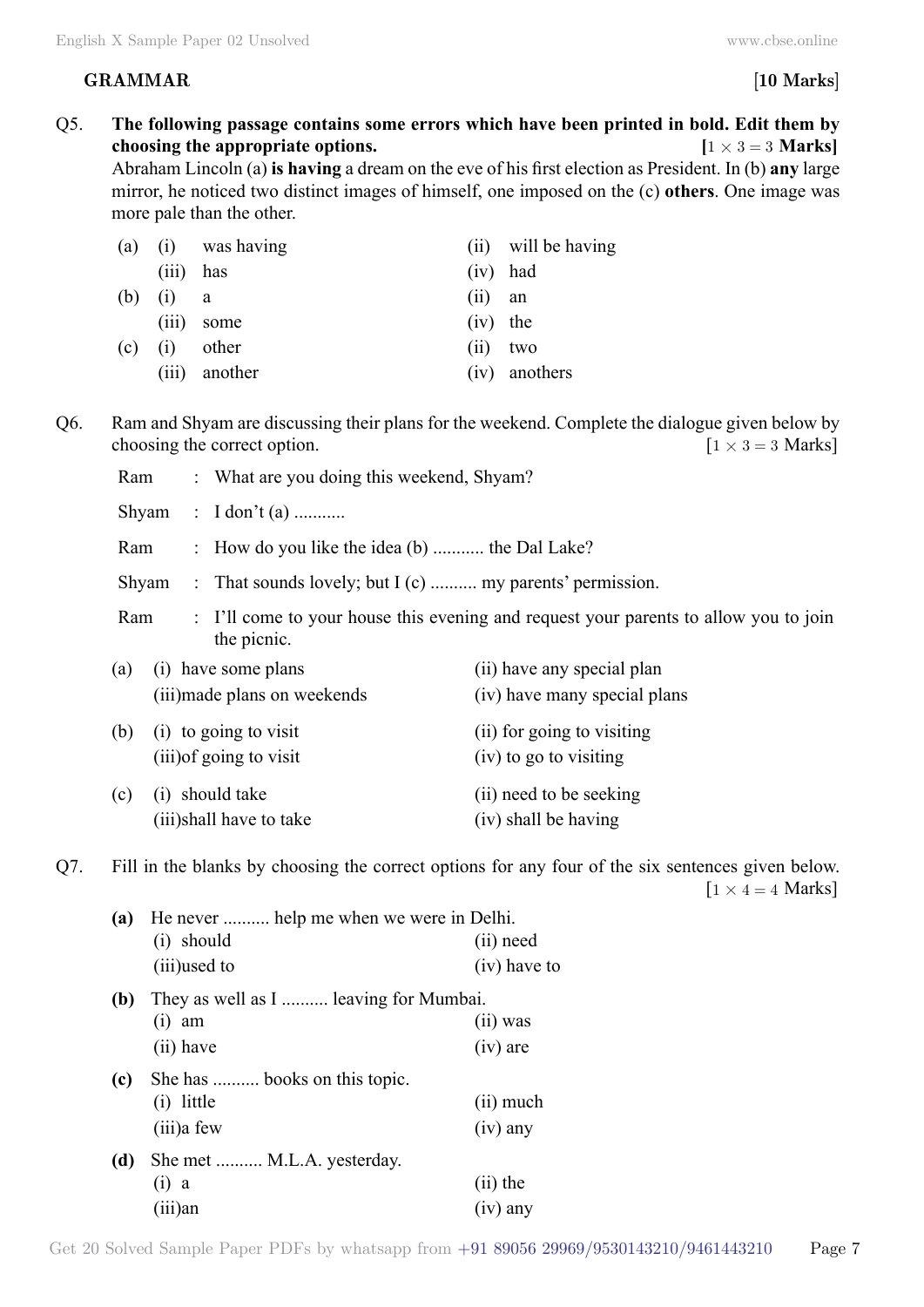**GRAMMAR** **[10 Marks]**

**Q5. The following passage contains some errors which have been printed in bold. Edit them by choosing the appropriate options.** **[$1 \times 3 = 3$ Marks]**

Abraham Lincoln (a) **is having** a dream on the eve of his first election as President. In (b) **any** large mirror, he noticed two distinct images of himself, one imposed on the (c) **others**. One image was more pale than the other.

(a) (i) was having (ii) will be having
(iii) has (iv) had

(b) (i) a (ii) an
(iii) some (iv) the

(c) (i) other (ii) two
(iii) another (iv) anothers

Q6. Ram and Shyam are discussing their plans for the weekend. Complete the dialogue given below by choosing the correct option. [$1 \times 3 = 3$ Marks]

Ram : What are you doing this weekend, Shyam?

Shyam : I don't (a) ...........

Ram : How do you like the idea (b) ........... the Dal Lake?

Shyam : That sounds lovely; but I (c) .......... my parents' permission.

Ram : I'll come to your house this evening and request your parents to allow you to join the picnic.

(a) (i) have some plans (ii) have any special plan
(iii) made plans on weekends (iv) have many special plans

(b) (i) to going to visit (ii) for going to visiting
(iii) of going to visit (iv) to go to visiting

(c) (i) should take (ii) need to be seeking
(iii) shall have to take (iv) shall be having

Q7. Fill in the blanks by choosing the correct options for any four of the six sentences given below. [$1 \times 4 = 4$ Marks]

**(a)** He never .......... help me when we were in Delhi.
(i) should (ii) need
(iii) used to (iv) have to

**(b)** They as well as I .......... leaving for Mumbai.
(i) am (ii) was
(ii) have (iv) are

**(c)** She has .......... books on this topic.
(i) little (ii) much
(iii) a few (iv) any

**(d)** She met .......... M.L.A. yesterday.
(i) a (ii) the
(iii) an (iv) any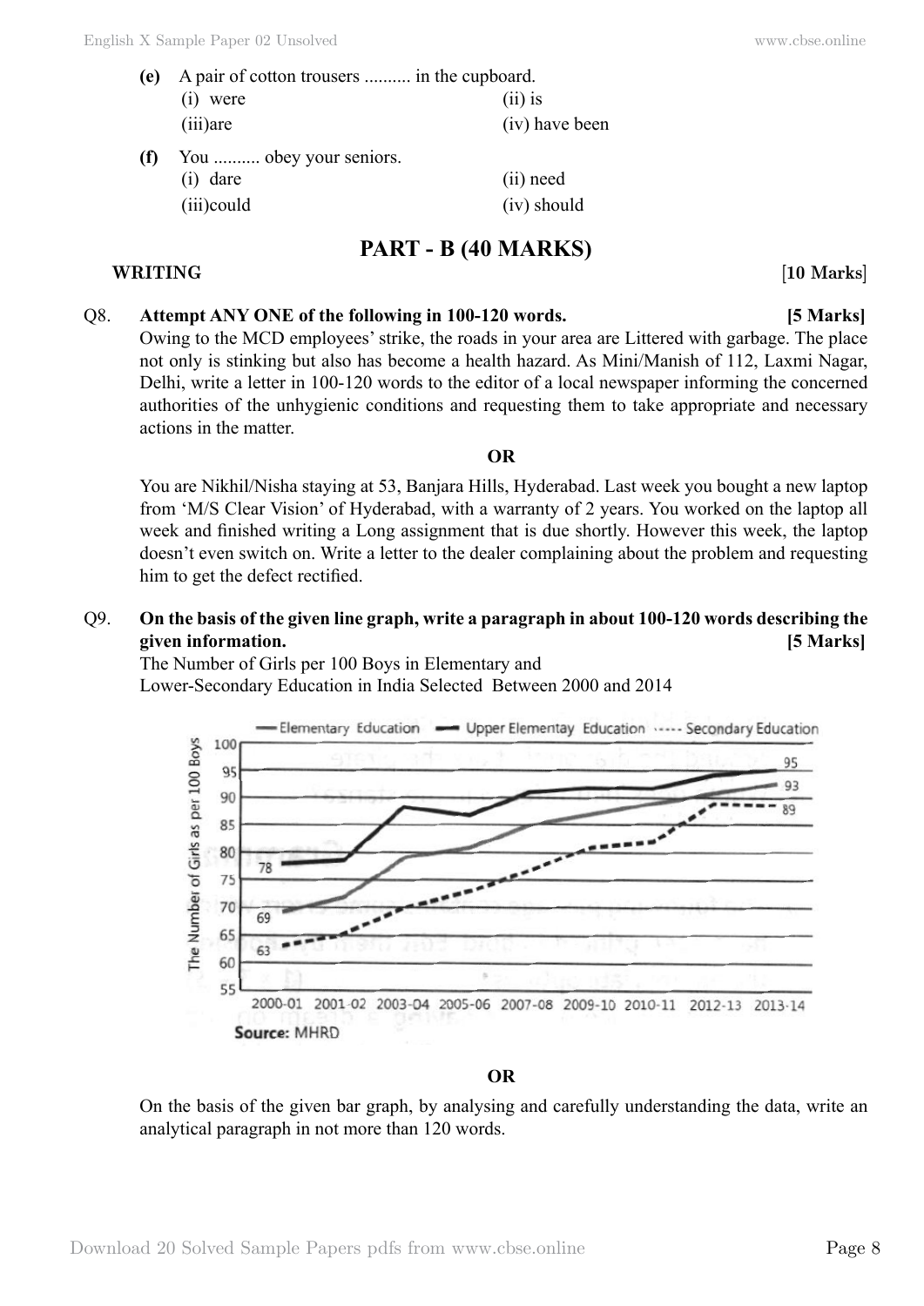**(e)** A pair of cotton trousers .......... in the cupboard.

(i) were (ii) is

(iii) are (iv) have been

**(f)** You .......... obey your seniors.

(i) dare (ii) need

(iii) could (iv) should

## PART - B (40 MARKS)

**WRITING** **[10 Marks]**

Q8. **Attempt ANY ONE of the following in 100-120 words.** **[5 Marks]**

Owing to the MCD employees' strike, the roads in your area are Littered with garbage. The place not only is stinking but also has become a health hazard. As Mini/Manish of 112, Laxmi Nagar, Delhi, write a letter in 100-120 words to the editor of a local newspaper informing the concerned authorities of the unhygienic conditions and requesting them to take appropriate and necessary actions in the matter.

**OR**

You are Nikhil/Nisha staying at 53, Banjara Hills, Hyderabad. Last week you bought a new laptop from 'M/S Clear Vision' of Hyderabad, with a warranty of 2 years. You worked on the laptop all week and finished writing a Long assignment that is due shortly. However this week, the laptop doesn't even switch on. Write a letter to the dealer complaining about the problem and requesting him to get the defect rectified.

Q9. **On the basis of the given line graph, write a paragraph in about 100-120 words describing the given information.** **[5 Marks]**

The Number of Girls per 100 Boys in Elementary and
Lower-Secondary Education in India Selected Between 2000 and 2014

— Elementary Education ▬ Upper Elementay Education ----- Secondary Education

The Number of Girls as per 100 Boys

| Year | Elementary Education | Upper Elementary Education | Secondary Education |
|---|---|---|---|
| 2000-01 | 69 | 78 | 63 |
| 2012-13 / 2013-14 | 93 | 95 | 89 |

X-axis: 2000-01, 2001-02, 2003-04, 2005-06, 2007-08, 2009-10, 2010-11, 2012-13, 2013-14

Y-axis: 55, 60, 65, 70, 75, 80, 85, 90, 95, 100

**Source:** MHRD

**OR**

On the basis of the given bar graph, by analysing and carefully understanding the data, write an analytical paragraph in not more than 120 words.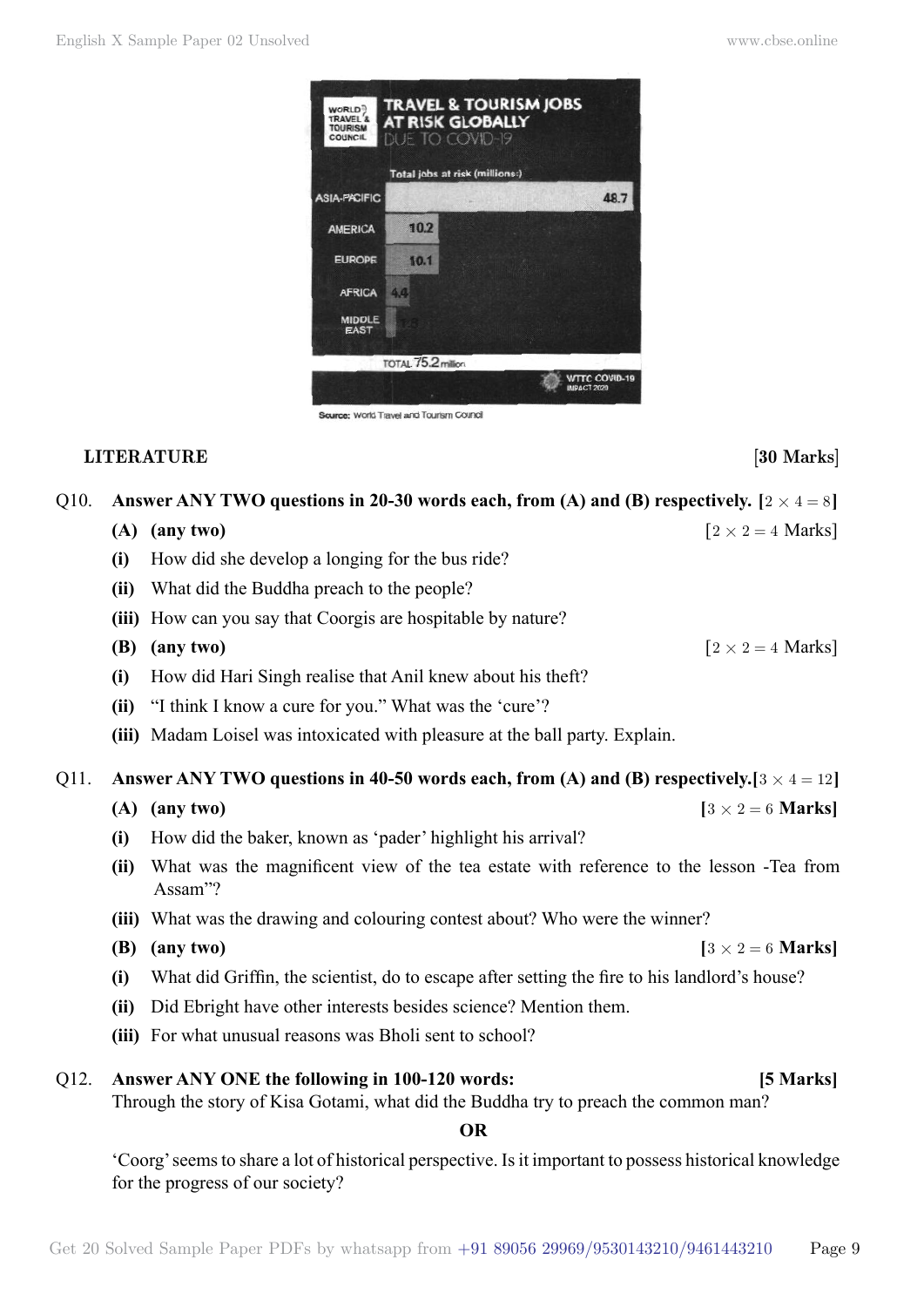**TRAVEL & TOURISM JOBS AT RISK GLOBALLY DUE TO COVID-19**

WORLD TRAVEL & TOURISM COUNCIL

Total jobs at risk (millions:)

| Region | Jobs at risk (millions) |
|---|---|
| ASIA-PACIFIC | 48.7 |
| AMERICA | 10.2 |
| EUROPE | 10.1 |
| AFRICA | 4.4 |
| MIDDLE EAST | 1.8 |

TOTAL 75.2 million

WTTC COVID-19 IMPACT 2020

Source: World Travel and Tourism Council

## LITERATURE [30 Marks]

**Q10. Answer ANY TWO questions in 20-30 words each, from (A) and (B) respectively.** **[$2 \times 4 = 8$]**

**(A) (any two)** [$2 \times 2 = 4$ Marks]

**(i)** How did she develop a longing for the bus ride?

**(ii)** What did the Buddha preach to the people?

**(iii)** How can you say that Coorgis are hospitable by nature?

**(B) (any two)** [$2 \times 2 = 4$ Marks]

**(i)** How did Hari Singh realise that Anil knew about his theft?

**(ii)** "I think I know a cure for you." What was the 'cure'?

**(iii)** Madam Loisel was intoxicated with pleasure at the ball party. Explain.

**Q11. Answer ANY TWO questions in 40-50 words each, from (A) and (B) respectively.**[$3 \times 4 = 12$]

**(A) (any two)** **[$3 \times 2 = 6$ Marks]**

**(i)** How did the baker, known as 'pader' highlight his arrival?

**(ii)** What was the magnificent view of the tea estate with reference to the lesson -Tea from Assam"?

**(iii)** What was the drawing and colouring contest about? Who were the winner?

**(B) (any two)** **[$3 \times 2 = 6$ Marks]**

**(i)** What did Griffin, the scientist, do to escape after setting the fire to his landlord's house?

**(ii)** Did Ebright have other interests besides science? Mention them.

**(iii)** For what unusual reasons was Bholi sent to school?

**Q12. Answer ANY ONE the following in 100-120 words:** **[5 Marks]**

Through the story of Kisa Gotami, what did the Buddha try to preach the common man?

**OR**

'Coorg' seems to share a lot of historical perspective. Is it important to possess historical knowledge for the progress of our society?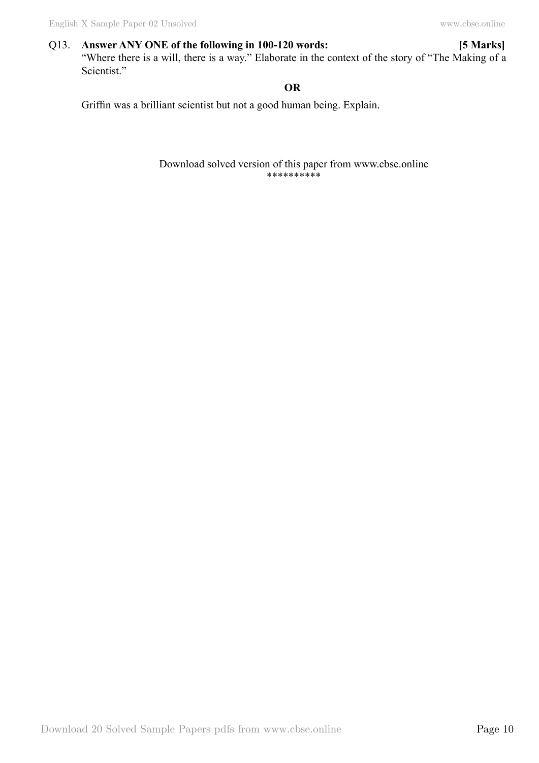Q13. **Answer ANY ONE of the following in 100-120 words:** **[5 Marks]**

"Where there is a will, there is a way." Elaborate in the context of the story of "The Making of a Scientist."

**OR**

Griffin was a brilliant scientist but not a good human being. Explain.

Download solved version of this paper from www.cbse.online

*********